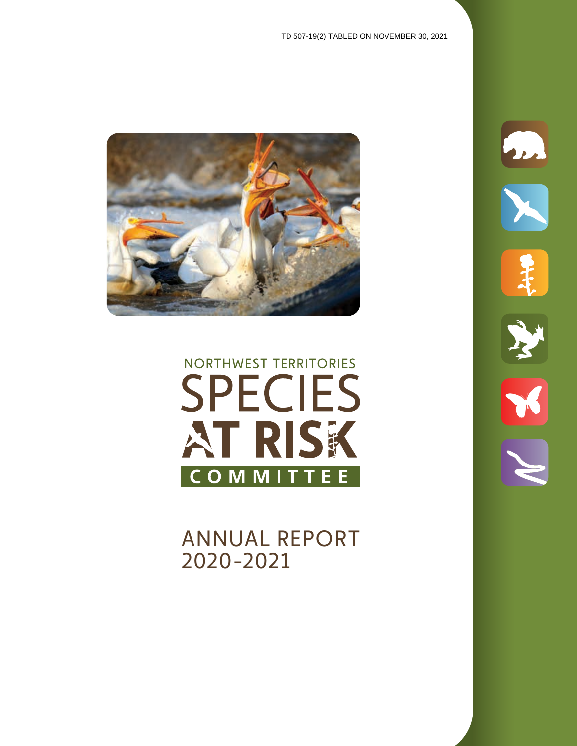TD 507-19(2) TABLED ON NOVEMBER 30, 2021

NORTHWEST TERRITORIES

# SPECIES AT RISK COMMITTEE

# ANNUAL REPORT 2020-2021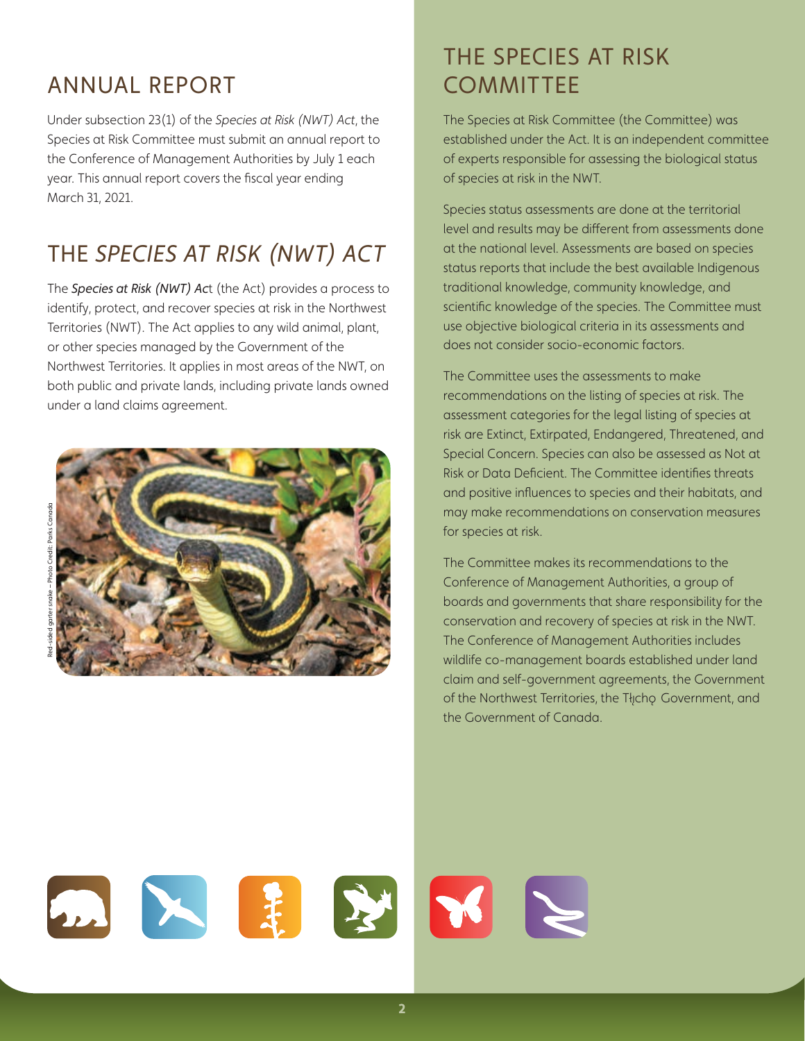## ANNUAL REPORT

Under subsection 23(1) of the *Species at Risk (NWT) Act*, the Species at Risk Committee must submit an annual report to the Conference of Management Authorities by July 1 each year. This annual report covers the fiscal year ending March 31, 2021.

## THE *SPECIES AT RISK (NWT) ACT*

The ***Species at Risk (NWT) Ac***t (the Act) provides a process to identify, protect, and recover species at risk in the Northwest Territories (NWT). The Act applies to any wild animal, plant, or other species managed by the Government of the Northwest Territories. It applies in most areas of the NWT, on both public and private lands, including private lands owned under a land claims agreement.

Red-sided garter snake – Photo Credit: Parks Canada

## THE SPECIES AT RISK COMMITTEE

The Species at Risk Committee (the Committee) was established under the Act. It is an independent committee of experts responsible for assessing the biological status of species at risk in the NWT.

Species status assessments are done at the territorial level and results may be different from assessments done at the national level. Assessments are based on species status reports that include the best available Indigenous traditional knowledge, community knowledge, and scientific knowledge of the species. The Committee must use objective biological criteria in its assessments and does not consider socio-economic factors.

The Committee uses the assessments to make recommendations on the listing of species at risk. The assessment categories for the legal listing of species at risk are Extinct, Extirpated, Endangered, Threatened, and Special Concern. Species can also be assessed as Not at Risk or Data Deficient. The Committee identifies threats and positive influences to species and their habitats, and may make recommendations on conservation measures for species at risk.

The Committee makes its recommendations to the Conference of Management Authorities, a group of boards and governments that share responsibility for the conservation and recovery of species at risk in the NWT. The Conference of Management Authorities includes wildlife co-management boards established under land claim and self-government agreements, the Government of the Northwest Territories, the Tłı̨chǫ Government, and the Government of Canada.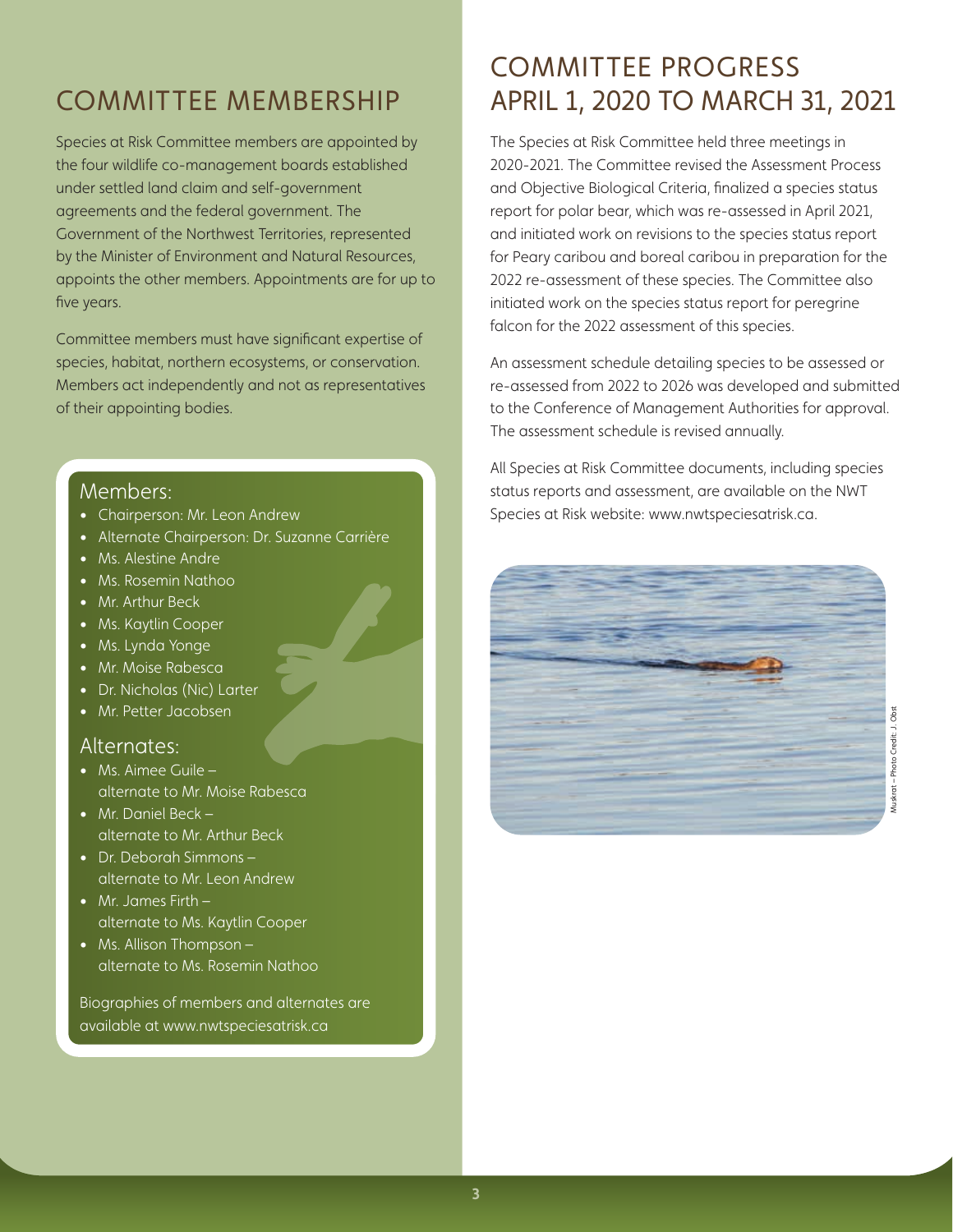## COMMITTEE MEMBERSHIP

Species at Risk Committee members are appointed by the four wildlife co-management boards established under settled land claim and self-government agreements and the federal government. The Government of the Northwest Territories, represented by the Minister of Environment and Natural Resources, appoints the other members. Appointments are for up to five years.

Committee members must have significant expertise of species, habitat, northern ecosystems, or conservation. Members act independently and not as representatives of their appointing bodies.

### Members:

- Chairperson: Mr. Leon Andrew
- Alternate Chairperson: Dr. Suzanne Carrière
- Ms. Alestine Andre
- Ms. Rosemin Nathoo
- Mr. Arthur Beck
- Ms. Kaytlin Cooper
- Ms. Lynda Yonge
- Mr. Moise Rabesca
- Dr. Nicholas (Nic) Larter
- Mr. Petter Jacobsen

### Alternates:

- Ms. Aimee Guile – alternate to Mr. Moise Rabesca
- Mr. Daniel Beck – alternate to Mr. Arthur Beck
- Dr. Deborah Simmons – alternate to Mr. Leon Andrew
- Mr. James Firth – alternate to Ms. Kaytlin Cooper
- Ms. Allison Thompson – alternate to Ms. Rosemin Nathoo

Biographies of members and alternates are available at www.nwtspeciesatrisk.ca

## COMMITTEE PROGRESS APRIL 1, 2020 TO MARCH 31, 2021

The Species at Risk Committee held three meetings in 2020-2021. The Committee revised the Assessment Process and Objective Biological Criteria, finalized a species status report for polar bear, which was re-assessed in April 2021, and initiated work on revisions to the species status report for Peary caribou and boreal caribou in preparation for the 2022 re-assessment of these species. The Committee also initiated work on the species status report for peregrine falcon for the 2022 assessment of this species.

An assessment schedule detailing species to be assessed or re-assessed from 2022 to 2026 was developed and submitted to the Conference of Management Authorities for approval. The assessment schedule is revised annually.

All Species at Risk Committee documents, including species status reports and assessment, are available on the NWT Species at Risk website: www.nwtspeciesatrisk.ca.

Muskrat – Photo Credit: J. Obst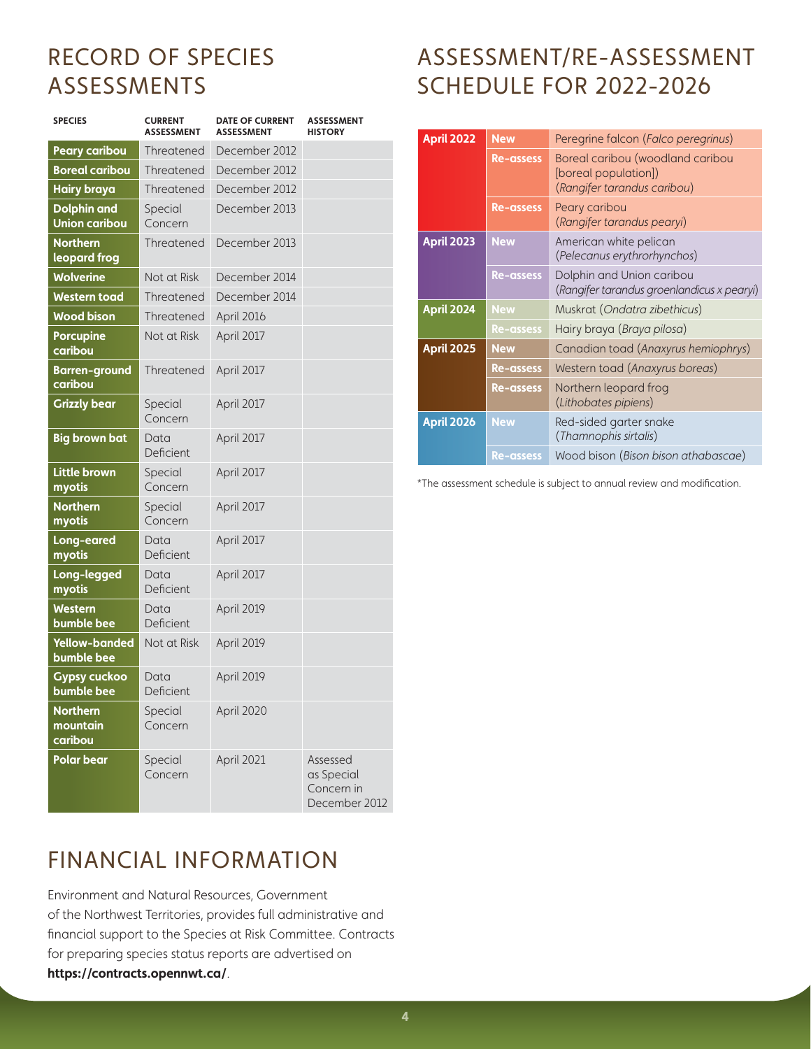## RECORD OF SPECIES ASSESSMENTS

| SPECIES | CURRENT ASSESSMENT | DATE OF CURRENT ASSESSMENT | ASSESSMENT HISTORY |
|---|---|---|---|
| **Peary caribou** | Threatened | December 2012 | |
| **Boreal caribou** | Threatened | December 2012 | |
| **Hairy braya** | Threatened | December 2012 | |
| **Dolphin and Union caribou** | Special Concern | December 2013 | |
| **Northern leopard frog** | Threatened | December 2013 | |
| **Wolverine** | Not at Risk | December 2014 | |
| **Western toad** | Threatened | December 2014 | |
| **Wood bison** | Threatened | April 2016 | |
| **Porcupine caribou** | Not at Risk | April 2017 | |
| **Barren-ground caribou** | Threatened | April 2017 | |
| **Grizzly bear** | Special Concern | April 2017 | |
| **Big brown bat** | Data Deficient | April 2017 | |
| **Little brown myotis** | Special Concern | April 2017 | |
| **Northern myotis** | Special Concern | April 2017 | |
| **Long-eared myotis** | Data Deficient | April 2017 | |
| **Long-legged myotis** | Data Deficient | April 2017 | |
| **Western bumble bee** | Data Deficient | April 2019 | |
| **Yellow-banded bumble bee** | Not at Risk | April 2019 | |
| **Gypsy cuckoo bumble bee** | Data Deficient | April 2019 | |
| **Northern mountain caribou** | Special Concern | April 2020 | |
| **Polar bear** | Special Concern | April 2021 | Assessed as Special Concern in December 2012 |

## ASSESSMENT/RE-ASSESSMENT SCHEDULE FOR 2022-2026

| | | |
|---|---|---|
| **April 2022** | **New** | Peregrine falcon (*Falco peregrinus*) |
| | **Re-assess** | Boreal caribou (woodland caribou [boreal population]) (*Rangifer tarandus caribou*) |
| | **Re-assess** | Peary caribou (*Rangifer tarandus pearyi*) |
| **April 2023** | **New** | American white pelican (*Pelecanus erythrorhynchos*) |
| | **Re-assess** | Dolphin and Union caribou (*Rangifer tarandus groenlandicus x pearyi*) |
| **April 2024** | **New** | Muskrat (*Ondatra zibethicus*) |
| | **Re-assess** | Hairy braya (*Braya pilosa*) |
| **April 2025** | **New** | Canadian toad (*Anaxyrus hemiophrys*) |
| | **Re-assess** | Western toad (*Anaxyrus boreas*) |
| | **Re-assess** | Northern leopard frog (*Lithobates pipiens*) |
| **April 2026** | **New** | Red-sided garter snake (*Thamnophis sirtalis*) |
| | **Re-assess** | Wood bison (*Bison bison athabascae*) |

*The assessment schedule is subject to annual review and modification.

## FINANCIAL INFORMATION

Environment and Natural Resources, Government of the Northwest Territories, provides full administrative and financial support to the Species at Risk Committee. Contracts for preparing species status reports are advertised on **https://contracts.opennwt.ca/**.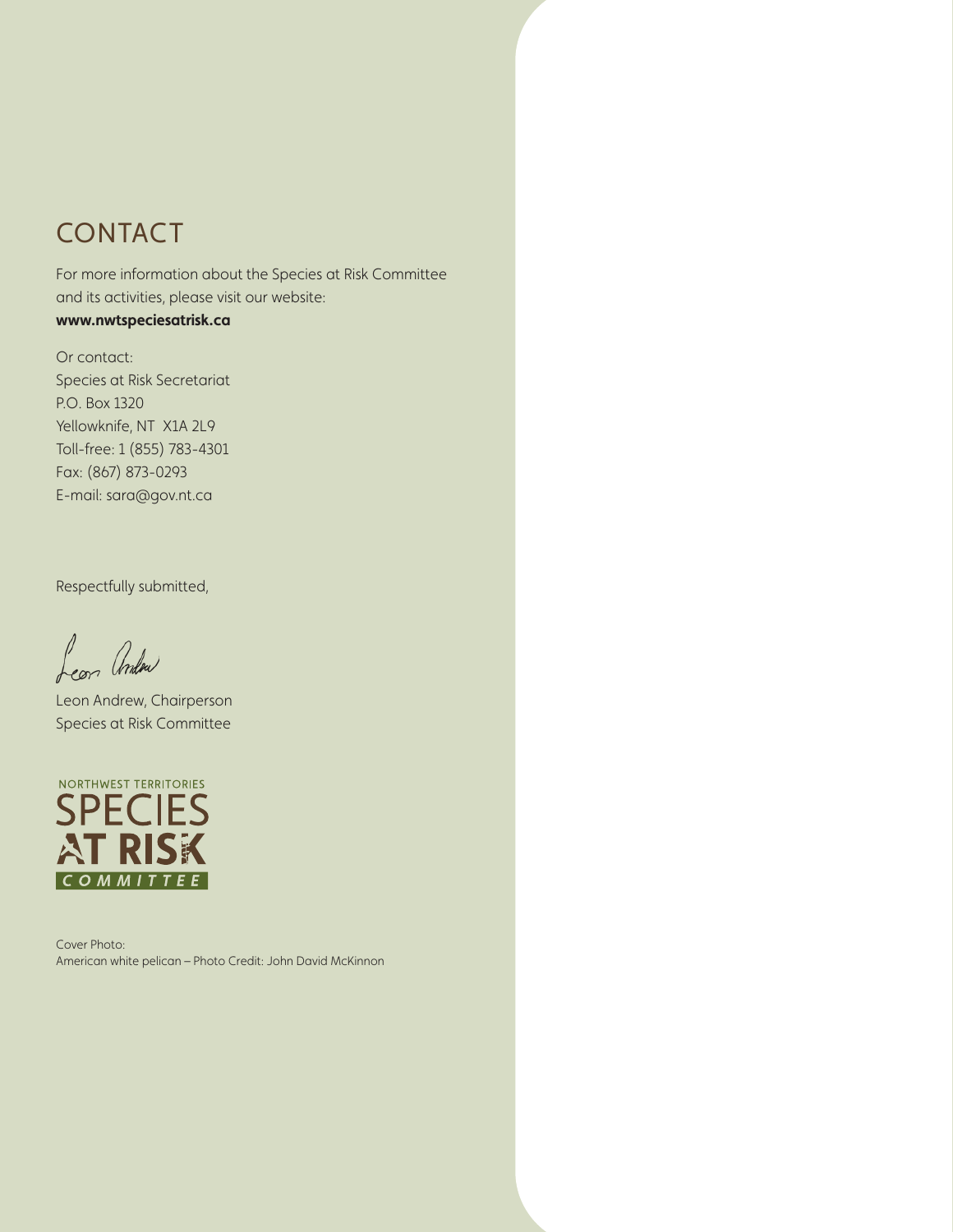# CONTACT

For more information about the Species at Risk Committee and its activities, please visit our website:
**www.nwtspeciesatrisk.ca**

Or contact:
Species at Risk Secretariat
P.O. Box 1320
Yellowknife, NT X1A 2L9
Toll-free: 1 (855) 783-4301
Fax: (867) 873-0293
E-mail: sara@gov.nt.ca

Respectfully submitted,

Leon Andrew, Chairperson
Species at Risk Committee

NORTHWEST TERRITORIES
SPECIES
AT RISK
COMMITTEE

Cover Photo:
American white pelican – Photo Credit: John David McKinnon